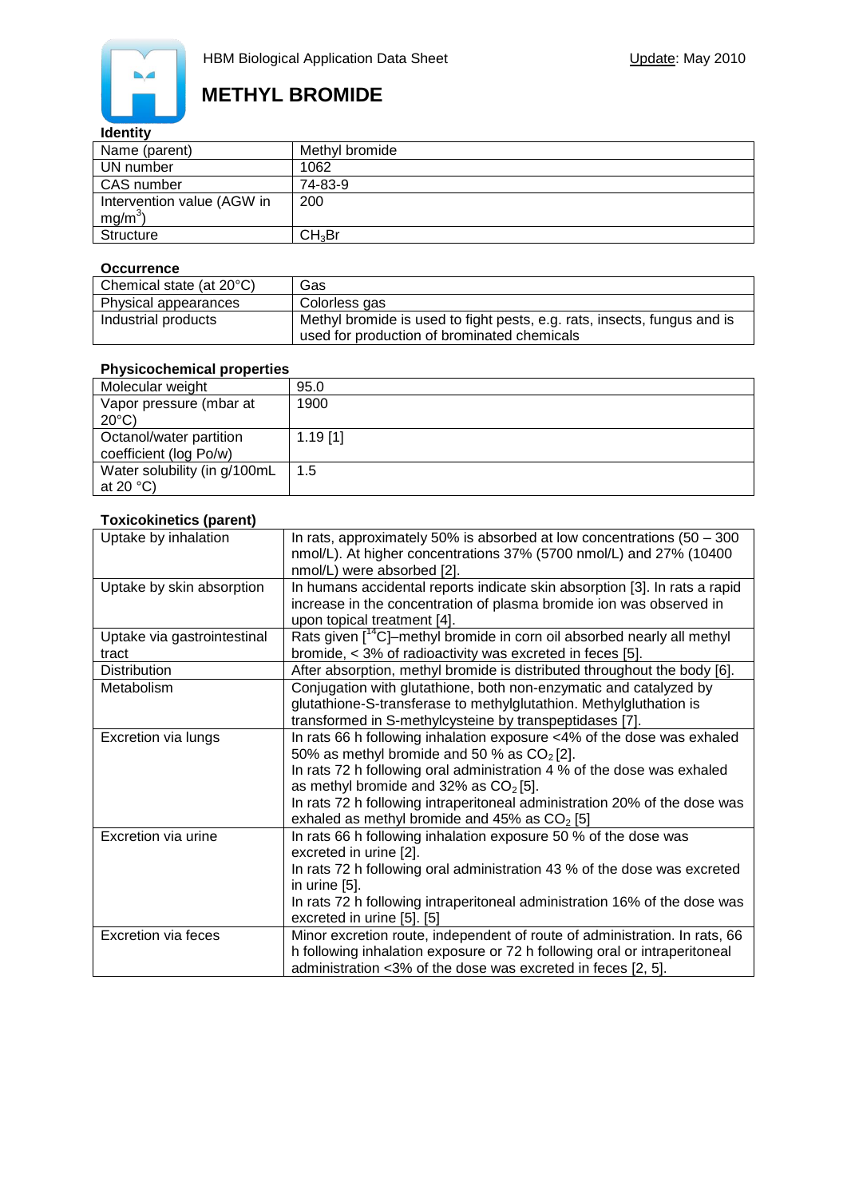HBM Biological Application Data Sheet

Update: May 2010

# METHYL BROMIDE

**Identity**

| | |
|---|---|
| Name (parent) | Methyl bromide |
| UN number | 1062 |
| CAS number | 74-83-9 |
| Intervention value (AGW in $mg/m^3$) | 200 |
| Structure | $CH_3Br$ |

**Occurrence**

| | |
|---|---|
| Chemical state (at 20°C) | Gas |
| Physical appearances | Colorless gas |
| Industrial products | Methyl bromide is used to fight pests, e.g. rats, insects, fungus and is used for production of brominated chemicals |

**Physicochemical properties**

| | |
|---|---|
| Molecular weight | 95.0 |
| Vapor pressure (mbar at 20°C) | 1900 |
| Octanol/water partition coefficient (log Po/w) | 1.19 [1] |
| Water solubility (in g/100mL at 20 °C) | 1.5 |

**Toxicokinetics (parent)**

| | |
|---|---|
| Uptake by inhalation | In rats, approximately 50% is absorbed at low concentrations (50 – 300 nmol/L). At higher concentrations 37% (5700 nmol/L) and 27% (10400 nmol/L) were absorbed [2]. |
| Uptake by skin absorption | In humans accidental reports indicate skin absorption [3]. In rats a rapid increase in the concentration of plasma bromide ion was observed in upon topical treatment [4]. |
| Uptake via gastrointestinal tract | Rats given [$^{14}$C]–methyl bromide in corn oil absorbed nearly all methyl bromide, < 3% of radioactivity was excreted in feces [5]. |
| Distribution | After absorption, methyl bromide is distributed throughout the body [6]. |
| Metabolism | Conjugation with glutathione, both non-enzymatic and catalyzed by glutathione-S-transferase to methylglutathion. Methylgluthation is transformed in S-methylcysteine by transpeptidases [7]. |
| Excretion via lungs | In rats 66 h following inhalation exposure <4% of the dose was exhaled 50% as methyl bromide and 50 % as $CO_2$ [2].<br>In rats 72 h following oral administration 4 % of the dose was exhaled as methyl bromide and 32% as $CO_2$ [5].<br>In rats 72 h following intraperitoneal administration 20% of the dose was exhaled as methyl bromide and 45% as $CO_2$ [5] |
| Excretion via urine | In rats 66 h following inhalation exposure 50 % of the dose was excreted in urine [2].<br>In rats 72 h following oral administration 43 % of the dose was excreted in urine [5].<br>In rats 72 h following intraperitoneal administration 16% of the dose was excreted in urine [5]. [5] |
| Excretion via feces | Minor excretion route, independent of route of administration. In rats, 66 h following inhalation exposure or 72 h following oral or intraperitoneal administration <3% of the dose was excreted in feces [2, 5]. |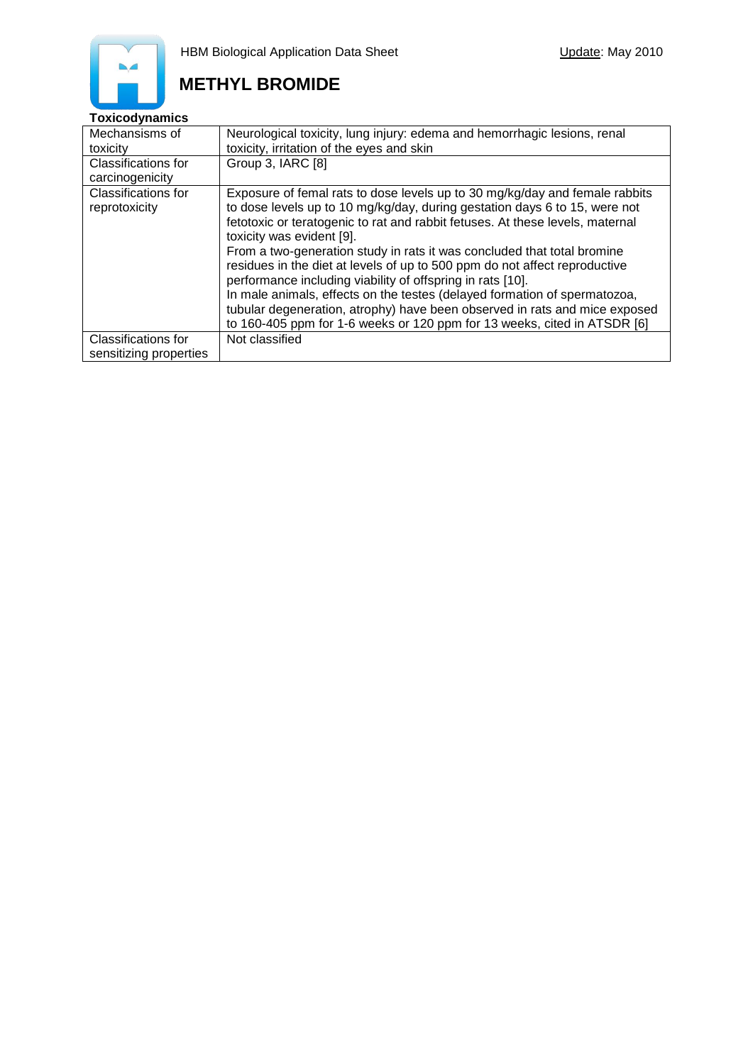# METHYL BROMIDE

**Toxicodynamics**

| | |
|---|---|
| Mechansisms of toxicity | Neurological toxicity, lung injury: edema and hemorrhagic lesions, renal toxicity, irritation of the eyes and skin |
| Classifications for carcinogenicity | Group 3, IARC [8] |
| Classifications for reprotoxicity | Exposure of femal rats to dose levels up to 30 mg/kg/day and female rabbits to dose levels up to 10 mg/kg/day, during gestation days 6 to 15, were not fetotoxic or teratogenic to rat and rabbit fetuses. At these levels, maternal toxicity was evident [9].<br>From a two-generation study in rats it was concluded that total bromine residues in the diet at levels of up to 500 ppm do not affect reproductive performance including viability of offspring in rats [10].<br>In male animals, effects on the testes (delayed formation of spermatozoa, tubular degeneration, atrophy) have been observed in rats and mice exposed to 160-405 ppm for 1-6 weeks or 120 ppm for 13 weeks, cited in ATSDR [6] |
| Classifications for sensitizing properties | Not classified |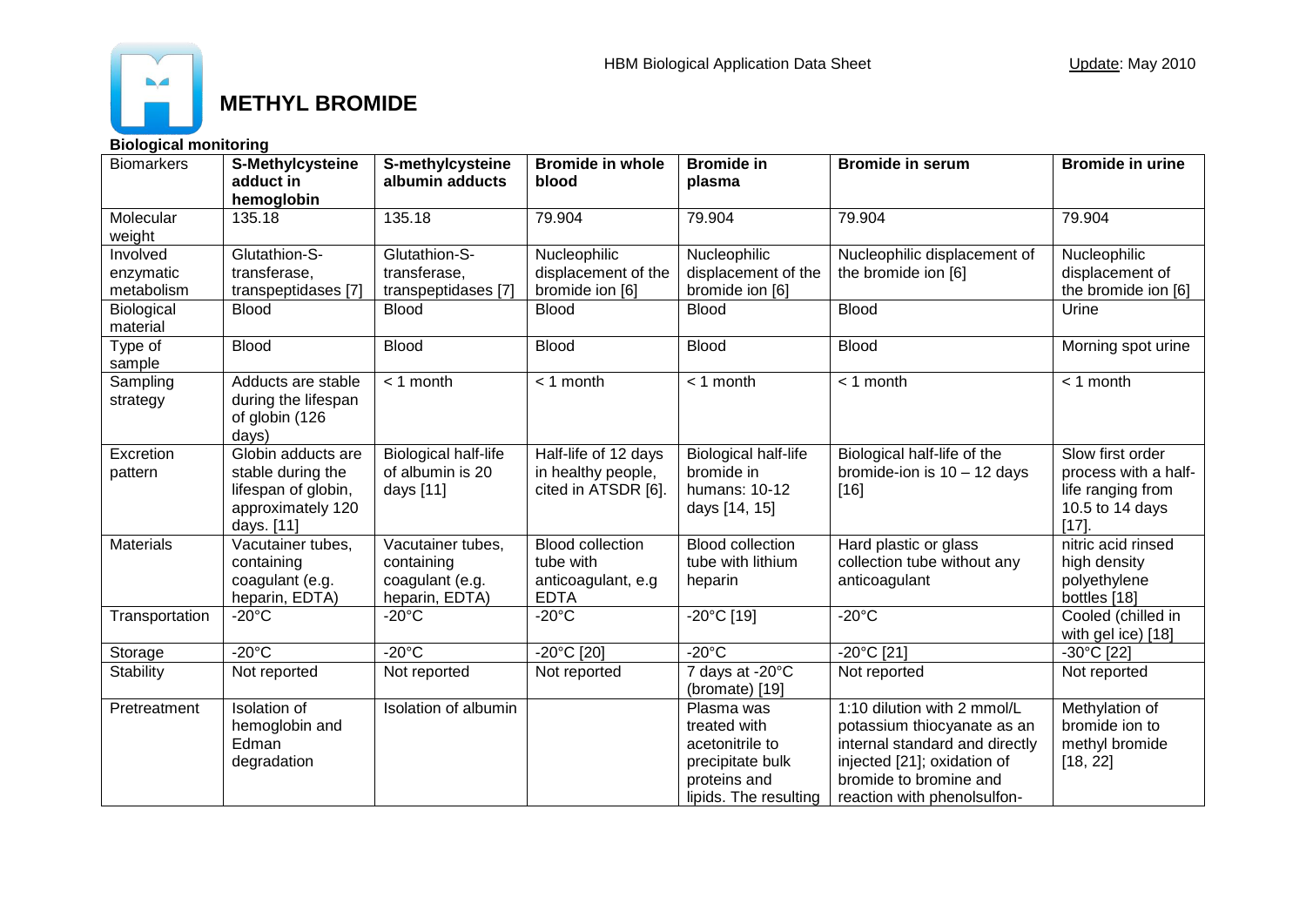# METHYL BROMIDE

**Biological monitoring**

| Biomarkers | S-Methylcysteine adduct in hemoglobin | S-methylcysteine albumin adducts | Bromide in whole blood | Bromide in plasma | Bromide in serum | Bromide in urine |
|---|---|---|---|---|---|---|
| Molecular weight | 135.18 | 135.18 | 79.904 | 79.904 | 79.904 | 79.904 |
| Involved enzymatic metabolism | Glutathion-S-transferase, transpeptidases [7] | Glutathion-S-transferase, transpeptidases [7] | Nucleophilic displacement of the bromide ion [6] | Nucleophilic displacement of the bromide ion [6] | Nucleophilic displacement of the bromide ion [6] | Nucleophilic displacement of the bromide ion [6] |
| Biological material | Blood | Blood | Blood | Blood | Blood | Urine |
| Type of sample | Blood | Blood | Blood | Blood | Blood | Morning spot urine |
| Sampling strategy | Adducts are stable during the lifespan of globin (126 days) | < 1 month | < 1 month | < 1 month | < 1 month | < 1 month |
| Excretion pattern | Globin adducts are stable during the lifespan of globin, approximately 120 days. [11] | Biological half-life of albumin is 20 days [11] | Half-life of 12 days in healthy people, cited in ATSDR [6]. | Biological half-life bromide in humans: 10-12 days [14, 15] | Biological half-life of the bromide-ion is 10 – 12 days [16] | Slow first order process with a half-life ranging from 10.5 to 14 days [17]. |
| Materials | Vacutainer tubes, containing coagulant (e.g. heparin, EDTA) | Vacutainer tubes, containing coagulant (e.g. heparin, EDTA) | Blood collection tube with anticoagulant, e.g EDTA | Blood collection tube with lithium heparin | Hard plastic or glass collection tube without any anticoagulant | nitric acid rinsed high density polyethylene bottles [18] |
| Transportation | -20°C | -20°C | -20°C | -20°C [19] | -20°C | Cooled (chilled in with gel ice) [18] |
| Storage | -20°C | -20°C | -20°C [20] | -20°C | -20°C [21] | -30°C [22] |
| Stability | Not reported | Not reported | Not reported | 7 days at -20°C (bromate) [19] | Not reported | Not reported |
| Pretreatment | Isolation of hemoglobin and Edman degradation | Isolation of albumin | | Plasma was treated with acetonitrile to precipitate bulk proteins and lipids. The resulting | 1:10 dilution with 2 mmol/L potassium thiocyanate as an internal standard and directly injected [21]; oxidation of bromide to bromine and reaction with phenolsulfon- | Methylation of bromide ion to methyl bromide [18, 22] |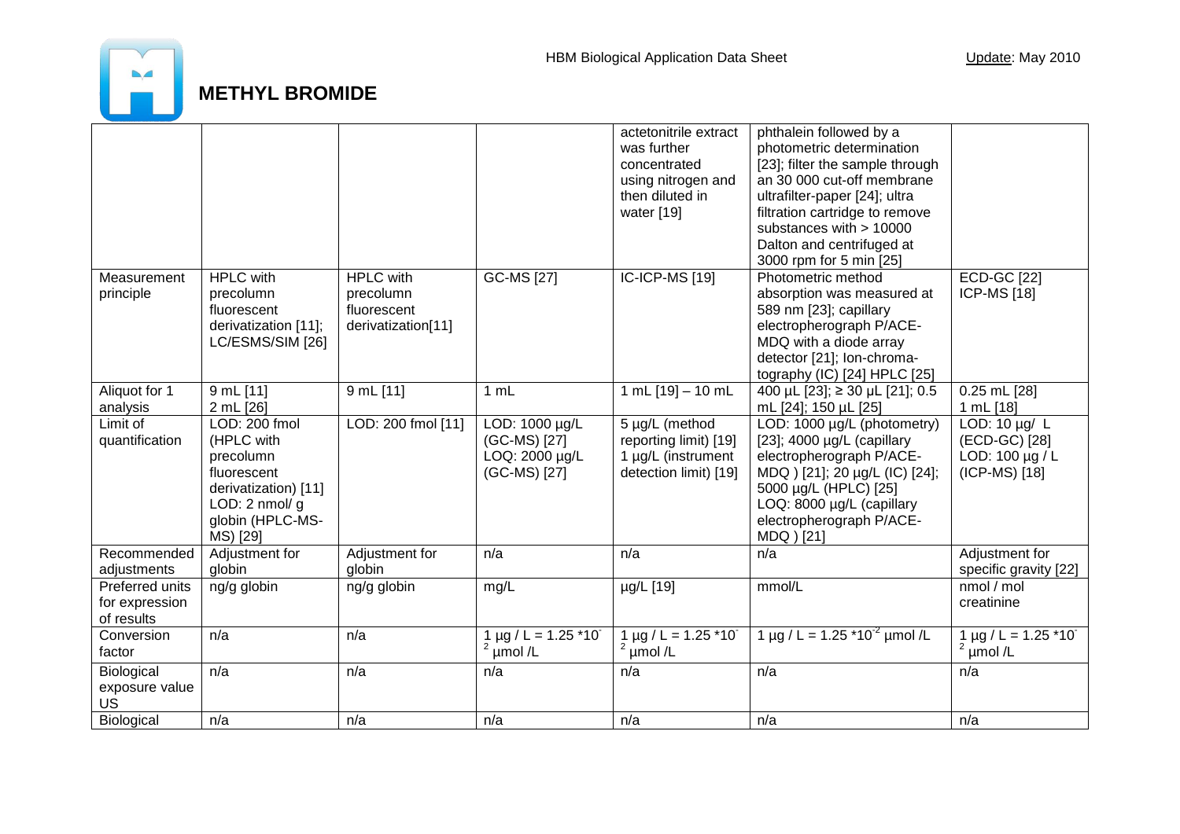# METHYL BROMIDE

| | | | | | | |
|---|---|---|---|---|---|---|
| | | | | actetonitrile extract was further concentrated using nitrogen and then diluted in water [19] | phthalein followed by a photometric determination [23]; filter the sample through an 30 000 cut-off membrane ultrafilter-paper [24]; ultra filtration cartridge to remove substances with > 10000 Dalton and centrifuged at 3000 rpm for 5 min [25] | |
| Measurement principle | HPLC with precolumn fluorescent derivatization [11]; LC/ESMS/SIM [26] | HPLC with precolumn fluorescent derivatization[11] | GC-MS [27] | IC-ICP-MS [19] | Photometric method absorption was measured at 589 nm [23]; capillary electropherograph P/ACE-MDQ with a diode array detector [21]; Ion-chromatography (IC) [24] HPLC [25] | ECD-GC [22] ICP-MS [18] |
| Aliquot for 1 analysis | 9 mL [11] 2 mL [26] | 9 mL [11] | 1 mL | 1 mL [19] – 10 mL | 400 µL [23]; ≥ 30 µL [21]; 0.5 mL [24]; 150 µL [25] | 0.25 mL [28] 1 mL [18] |
| Limit of quantification | LOD: 200 fmol (HPLC with precolumn fluorescent derivatization) [11] LOD: 2 nmol/ g globin (HPLC-MS-MS) [29] | LOD: 200 fmol [11] | LOD: 1000 µg/L (GC-MS) [27] LOQ: 2000 µg/L (GC-MS) [27] | 5 µg/L (method reporting limit) [19] 1 µg/L (instrument detection limit) [19] | LOD: 1000 µg/L (photometry) [23]; 4000 µg/L (capillary electropherograph P/ACE-MDQ ) [21]; 20 µg/L (IC) [24]; 5000 µg/L (HPLC) [25] LOQ: 8000 µg/L (capillary electropherograph P/ACE-MDQ ) [21] | LOD: 10 µg/ L (ECD-GC) [28] LOD: 100 µg / L (ICP-MS) [18] |
| Recommended adjustments | Adjustment for globin | Adjustment for globin | n/a | n/a | n/a | Adjustment for specific gravity [22] |
| Preferred units for expression of results | ng/g globin | ng/g globin | mg/L | µg/L [19] | mmol/L | nmol / mol creatinine |
| Conversion factor | n/a | n/a | 1 µg / L = 1.25 $*10^{-2}$ µmol /L | 1 µg / L = 1.25 $*10^{-2}$ µmol /L | 1 µg / L = 1.25 $*10^{-2}$ µmol /L | 1 µg / L = 1.25 $*10^{-2}$ µmol /L |
| Biological exposure value US | n/a | n/a | n/a | n/a | n/a | n/a |
| Biological | n/a | n/a | n/a | n/a | n/a | n/a |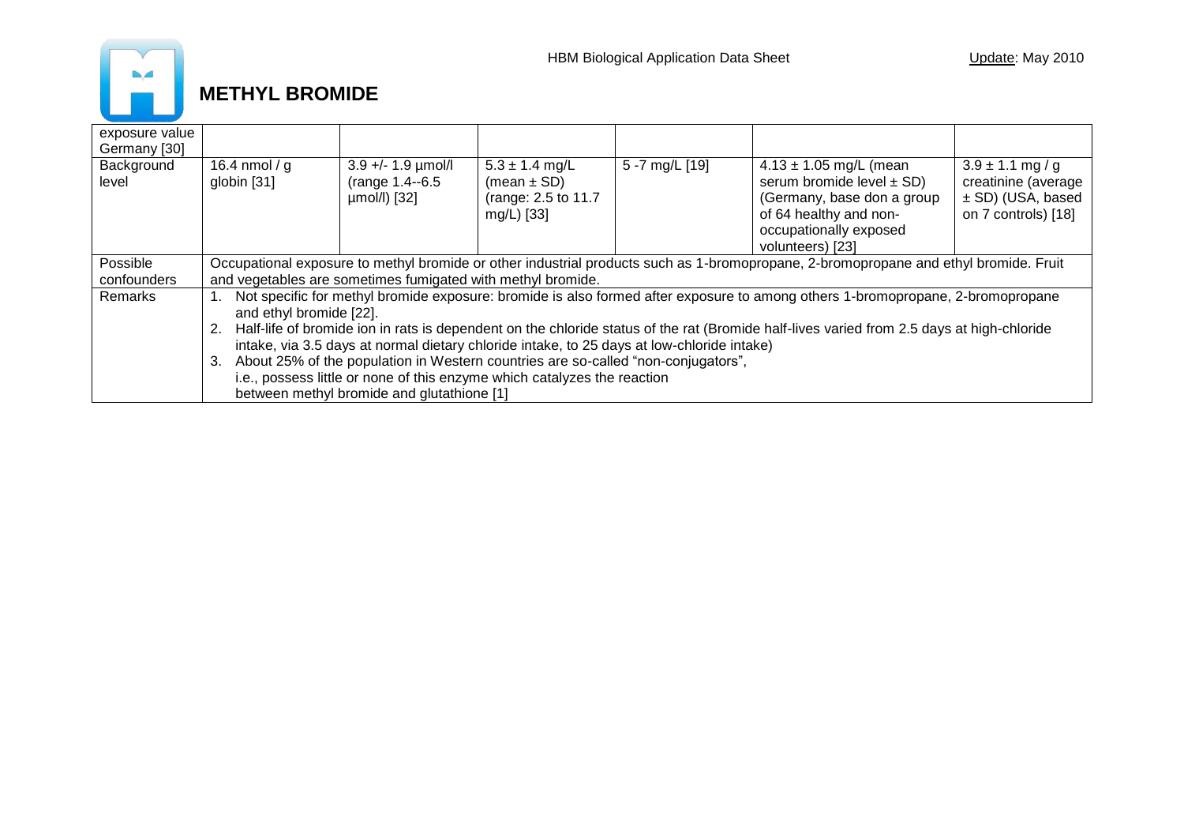# METHYL BROMIDE

| exposure value Germany [30] | | | | | | |
|---|---|---|---|---|---|---|
| Background level | 16.4 nmol / g globin [31] | 3.9 +/- 1.9 µmol/l (range 1.4--6.5 µmol/l) [32] | 5.3 ± 1.4 mg/L (mean ± SD) (range: 2.5 to 11.7 mg/L) [33] | 5 -7 mg/L [19] | 4.13 ± 1.05 mg/L (mean serum bromide level ± SD) (Germany, base don a group of 64 healthy and non-occupationally exposed volunteers) [23] | 3.9 ± 1.1 mg / g creatinine (average ± SD) (USA, based on 7 controls) [18] |
| Possible confounders | Occupational exposure to methyl bromide or other industrial products such as 1-bromopropane, 2-bromopropane and ethyl bromide. Fruit and vegetables are sometimes fumigated with methyl bromide. | | | | | |
| Remarks | 1. Not specific for methyl bromide exposure: bromide is also formed after exposure to among others 1-bromopropane, 2-bromopropane and ethyl bromide [22].<br>2. Half-life of bromide ion in rats is dependent on the chloride status of the rat (Bromide half-lives varied from 2.5 days at high-chloride intake, via 3.5 days at normal dietary chloride intake, to 25 days at low-chloride intake)<br>3. About 25% of the population in Western countries are so-called "non-conjugators", i.e., possess little or none of this enzyme which catalyzes the reaction between methyl bromide and glutathione [1] | | | | | |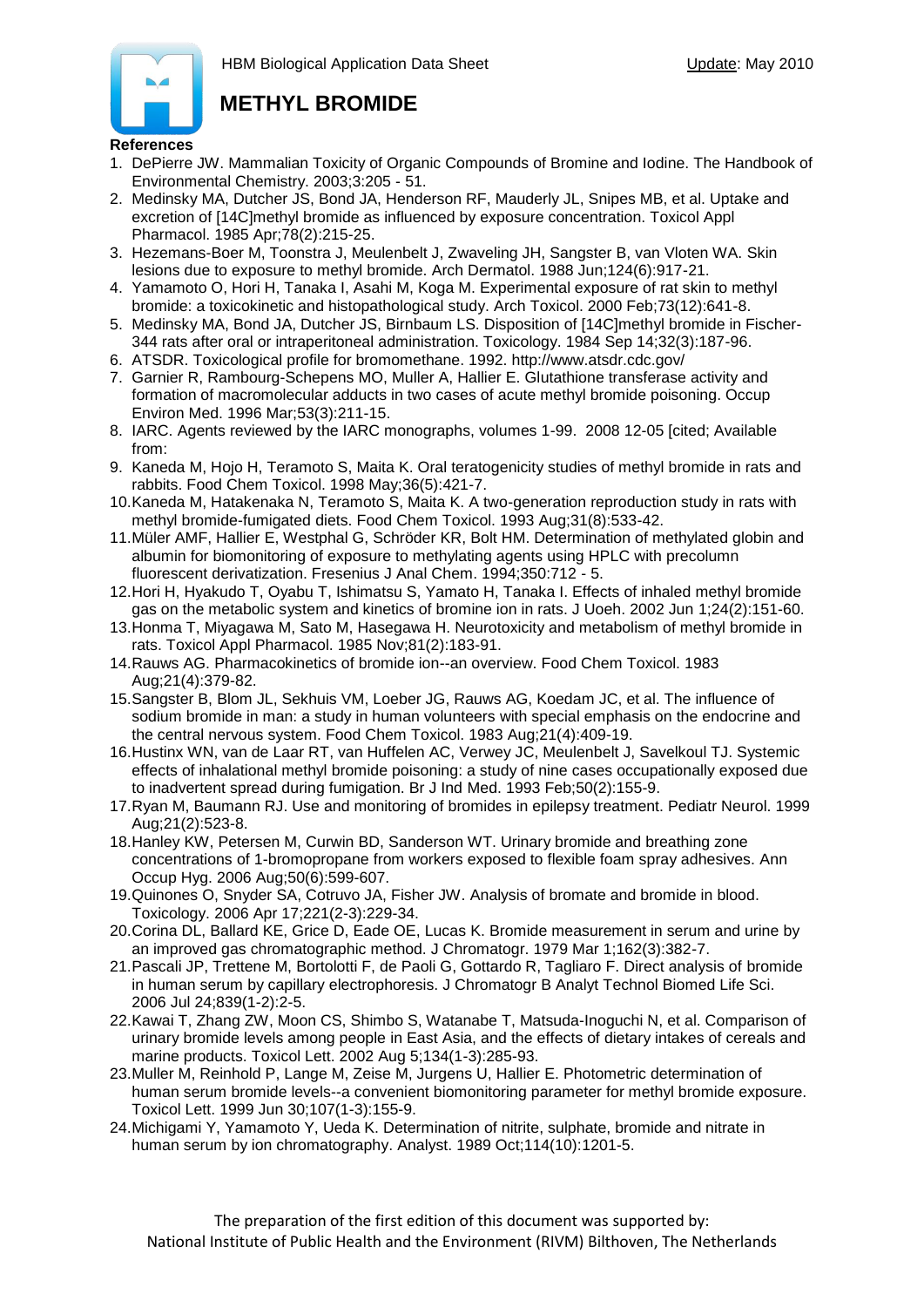# METHYL BROMIDE

**References**

1. DePierre JW. Mammalian Toxicity of Organic Compounds of Bromine and Iodine. The Handbook of Environmental Chemistry. 2003;3:205 - 51.
2. Medinsky MA, Dutcher JS, Bond JA, Henderson RF, Mauderly JL, Snipes MB, et al. Uptake and excretion of [14C]methyl bromide as influenced by exposure concentration. Toxicol Appl Pharmacol. 1985 Apr;78(2):215-25.
3. Hezemans-Boer M, Toonstra J, Meulenbelt J, Zwaveling JH, Sangster B, van Vloten WA. Skin lesions due to exposure to methyl bromide. Arch Dermatol. 1988 Jun;124(6):917-21.
4. Yamamoto O, Hori H, Tanaka I, Asahi M, Koga M. Experimental exposure of rat skin to methyl bromide: a toxicokinetic and histopathological study. Arch Toxicol. 2000 Feb;73(12):641-8.
5. Medinsky MA, Bond JA, Dutcher JS, Birnbaum LS. Disposition of [14C]methyl bromide in Fischer-344 rats after oral or intraperitoneal administration. Toxicology. 1984 Sep 14;32(3):187-96.
6. ATSDR. Toxicological profile for bromomethane. 1992. http://www.atsdr.cdc.gov/
7. Garnier R, Rambourg-Schepens MO, Muller A, Hallier E. Glutathione transferase activity and formation of macromolecular adducts in two cases of acute methyl bromide poisoning. Occup Environ Med. 1996 Mar;53(3):211-15.
8. IARC. Agents reviewed by the IARC monographs, volumes 1-99. 2008 12-05 [cited; Available from:
9. Kaneda M, Hojo H, Teramoto S, Maita K. Oral teratogenicity studies of methyl bromide in rats and rabbits. Food Chem Toxicol. 1998 May;36(5):421-7.
10. Kaneda M, Hatakenaka N, Teramoto S, Maita K. A two-generation reproduction study in rats with methyl bromide-fumigated diets. Food Chem Toxicol. 1993 Aug;31(8):533-42.
11. Müler AMF, Hallier E, Westphal G, Schröder KR, Bolt HM. Determination of methylated globin and albumin for biomonitoring of exposure to methylating agents using HPLC with precolumn fluorescent derivatization. Fresenius J Anal Chem. 1994;350:712 - 5.
12. Hori H, Hyakudo T, Oyabu T, Ishimatsu S, Yamato H, Tanaka I. Effects of inhaled methyl bromide gas on the metabolic system and kinetics of bromine ion in rats. J Uoeh. 2002 Jun 1;24(2):151-60.
13. Honma T, Miyagawa M, Sato M, Hasegawa H. Neurotoxicity and metabolism of methyl bromide in rats. Toxicol Appl Pharmacol. 1985 Nov;81(2):183-91.
14. Rauws AG. Pharmacokinetics of bromide ion--an overview. Food Chem Toxicol. 1983 Aug;21(4):379-82.
15. Sangster B, Blom JL, Sekhuis VM, Loeber JG, Rauws AG, Koedam JC, et al. The influence of sodium bromide in man: a study in human volunteers with special emphasis on the endocrine and the central nervous system. Food Chem Toxicol. 1983 Aug;21(4):409-19.
16. Hustinx WN, van de Laar RT, van Huffelen AC, Verwey JC, Meulenbelt J, Savelkoul TJ. Systemic effects of inhalational methyl bromide poisoning: a study of nine cases occupationally exposed due to inadvertent spread during fumigation. Br J Ind Med. 1993 Feb;50(2):155-9.
17. Ryan M, Baumann RJ. Use and monitoring of bromides in epilepsy treatment. Pediatr Neurol. 1999 Aug;21(2):523-8.
18. Hanley KW, Petersen M, Curwin BD, Sanderson WT. Urinary bromide and breathing zone concentrations of 1-bromopropane from workers exposed to flexible foam spray adhesives. Ann Occup Hyg. 2006 Aug;50(6):599-607.
19. Quinones O, Snyder SA, Cotruvo JA, Fisher JW. Analysis of bromate and bromide in blood. Toxicology. 2006 Apr 17;221(2-3):229-34.
20. Corina DL, Ballard KE, Grice D, Eade OE, Lucas K. Bromide measurement in serum and urine by an improved gas chromatographic method. J Chromatogr. 1979 Mar 1;162(3):382-7.
21. Pascali JP, Trettene M, Bortolotti F, de Paoli G, Gottardo R, Tagliaro F. Direct analysis of bromide in human serum by capillary electrophoresis. J Chromatogr B Analyt Technol Biomed Life Sci. 2006 Jul 24;839(1-2):2-5.
22. Kawai T, Zhang ZW, Moon CS, Shimbo S, Watanabe T, Matsuda-Inoguchi N, et al. Comparison of urinary bromide levels among people in East Asia, and the effects of dietary intakes of cereals and marine products. Toxicol Lett. 2002 Aug 5;134(1-3):285-93.
23. Muller M, Reinhold P, Lange M, Zeise M, Jurgens U, Hallier E. Photometric determination of human serum bromide levels--a convenient biomonitoring parameter for methyl bromide exposure. Toxicol Lett. 1999 Jun 30;107(1-3):155-9.
24. Michigami Y, Yamamoto Y, Ueda K. Determination of nitrite, sulphate, bromide and nitrate in human serum by ion chromatography. Analyst. 1989 Oct;114(10):1201-5.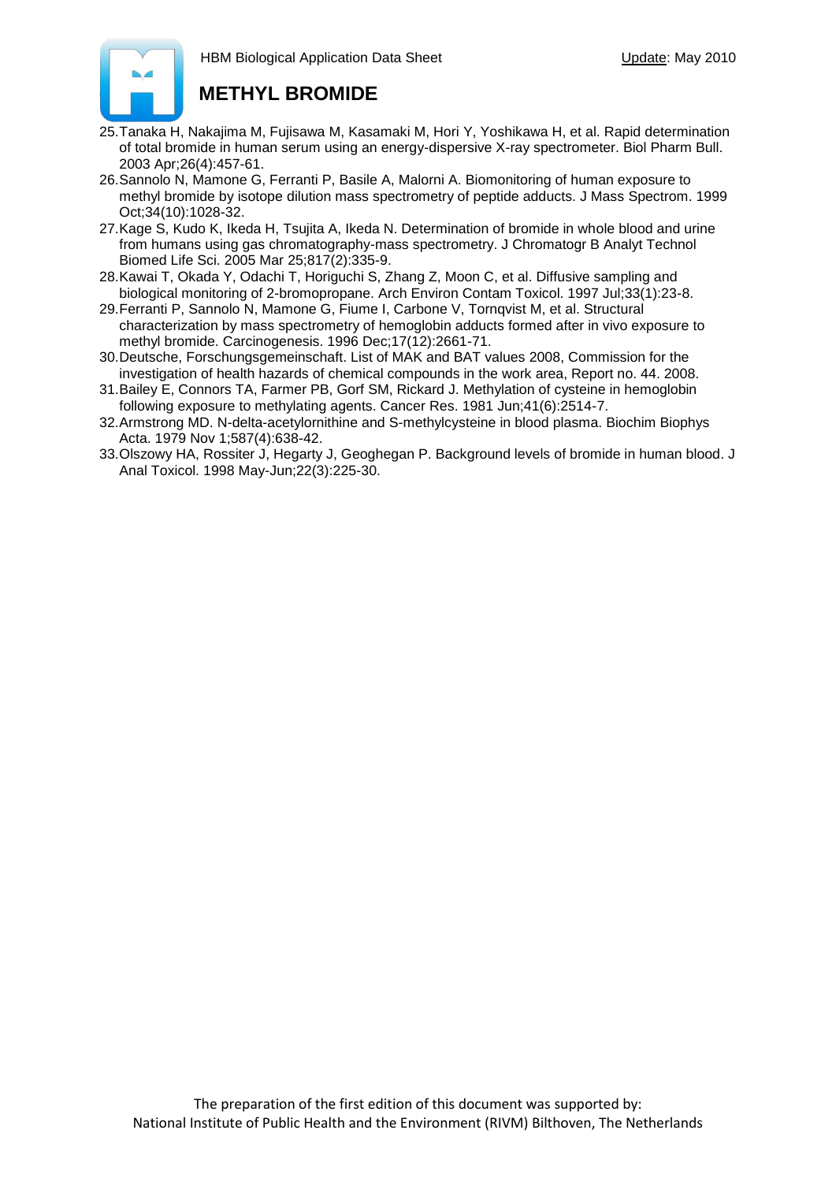25. Tanaka H, Nakajima M, Fujisawa M, Kasamaki M, Hori Y, Yoshikawa H, et al. Rapid determination of total bromide in human serum using an energy-dispersive X-ray spectrometer. Biol Pharm Bull. 2003 Apr;26(4):457-61.
26. Sannolo N, Mamone G, Ferranti P, Basile A, Malorni A. Biomonitoring of human exposure to methyl bromide by isotope dilution mass spectrometry of peptide adducts. J Mass Spectrom. 1999 Oct;34(10):1028-32.
27. Kage S, Kudo K, Ikeda H, Tsujita A, Ikeda N. Determination of bromide in whole blood and urine from humans using gas chromatography-mass spectrometry. J Chromatogr B Analyt Technol Biomed Life Sci. 2005 Mar 25;817(2):335-9.
28. Kawai T, Okada Y, Odachi T, Horiguchi S, Zhang Z, Moon C, et al. Diffusive sampling and biological monitoring of 2-bromopropane. Arch Environ Contam Toxicol. 1997 Jul;33(1):23-8.
29. Ferranti P, Sannolo N, Mamone G, Fiume I, Carbone V, Tornqvist M, et al. Structural characterization by mass spectrometry of hemoglobin adducts formed after in vivo exposure to methyl bromide. Carcinogenesis. 1996 Dec;17(12):2661-71.
30. Deutsche, Forschungsgemeinschaft. List of MAK and BAT values 2008, Commission for the investigation of health hazards of chemical compounds in the work area, Report no. 44. 2008.
31. Bailey E, Connors TA, Farmer PB, Gorf SM, Rickard J. Methylation of cysteine in hemoglobin following exposure to methylating agents. Cancer Res. 1981 Jun;41(6):2514-7.
32. Armstrong MD. N-delta-acetylornithine and S-methylcysteine in blood plasma. Biochim Biophys Acta. 1979 Nov 1;587(4):638-42.
33. Olszowy HA, Rossiter J, Hegarty J, Geoghegan P. Background levels of bromide in human blood. J Anal Toxicol. 1998 May-Jun;22(3):225-30.

The preparation of the first edition of this document was supported by:
National Institute of Public Health and the Environment (RIVM) Bilthoven, The Netherlands